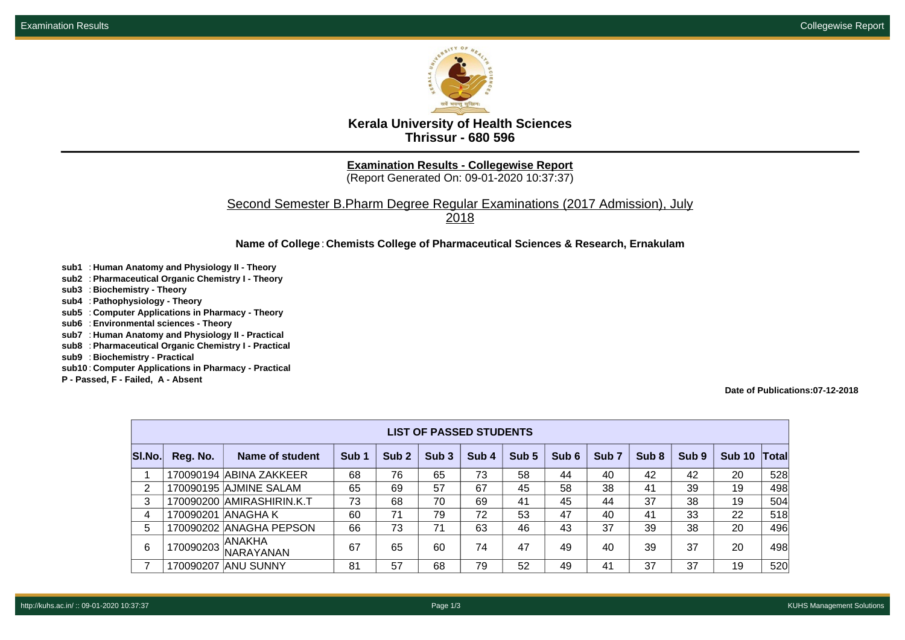# Kerala University of Health Sciences
## Thrissur - 680 596

**Examination Results - Collegewise Report**
(Report Generated On: 09-01-2020 10:37:37)

Second Semester B.Pharm Degree Regular Examinations (2017 Admission), July 2018

**Name of College** : **Chemists College of Pharmaceutical Sciences & Research, Ernakulam**

**sub1** : **Human Anatomy and Physiology II - Theory**
**sub2** : **Pharmaceutical Organic Chemistry I - Theory**
**sub3** : **Biochemistry - Theory**
**sub4** : **Pathophysiology - Theory**
**sub5** : **Computer Applications in Pharmacy - Theory**
**sub6** : **Environmental sciences - Theory**
**sub7** : **Human Anatomy and Physiology II - Practical**
**sub8** : **Pharmaceutical Organic Chemistry I - Practical**
**sub9** : **Biochemistry - Practical**
**sub10** : **Computer Applications in Pharmacy - Practical**
**P - Passed, F - Failed, A - Absent**

**Date of Publications:07-12-2018**

**LIST OF PASSED STUDENTS**

| Sl.No. | Reg. No. | Name of student | Sub 1 | Sub 2 | Sub 3 | Sub 4 | Sub 5 | Sub 6 | Sub 7 | Sub 8 | Sub 9 | Sub 10 | Total |
|---|---|---|---|---|---|---|---|---|---|---|---|---|---|
| 1 | 170090194 | ABINA ZAKKEER | 68 | 76 | 65 | 73 | 58 | 44 | 40 | 42 | 42 | 20 | 528 |
| 2 | 170090195 | AJMINE SALAM | 65 | 69 | 57 | 67 | 45 | 58 | 38 | 41 | 39 | 19 | 498 |
| 3 | 170090200 | AMIRASHIRIN.K.T | 73 | 68 | 70 | 69 | 41 | 45 | 44 | 37 | 38 | 19 | 504 |
| 4 | 170090201 | ANAGHA K | 60 | 71 | 79 | 72 | 53 | 47 | 40 | 41 | 33 | 22 | 518 |
| 5 | 170090202 | ANAGHA PEPSON | 66 | 73 | 71 | 63 | 46 | 43 | 37 | 39 | 38 | 20 | 496 |
| 6 | 170090203 | ANAKHA NARAYANAN | 67 | 65 | 60 | 74 | 47 | 49 | 40 | 39 | 37 | 20 | 498 |
| 7 | 170090207 | ANU SUNNY | 81 | 57 | 68 | 79 | 52 | 49 | 41 | 37 | 37 | 19 | 520 |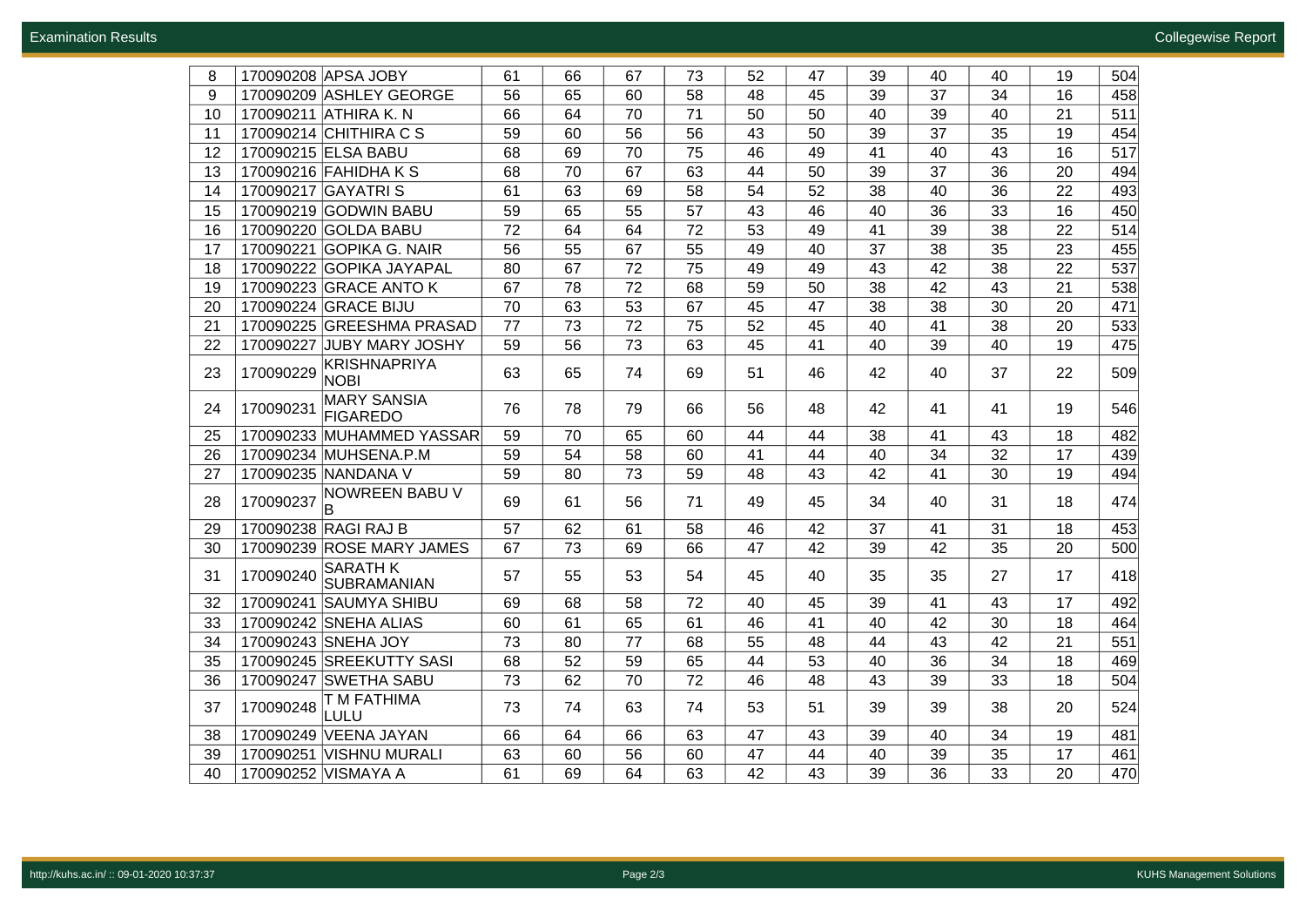| 8 | 170090208 | APSA JOBY | 61 | 66 | 67 | 73 | 52 | 47 | 39 | 40 | 40 | 19 | 504 |
|---|---|---|---|---|---|---|---|---|---|---|---|---|---|
| 9 | 170090209 | ASHLEY GEORGE | 56 | 65 | 60 | 58 | 48 | 45 | 39 | 37 | 34 | 16 | 458 |
| 10 | 170090211 | ATHIRA K. N | 66 | 64 | 70 | 71 | 50 | 50 | 40 | 39 | 40 | 21 | 511 |
| 11 | 170090214 | CHITHIRA C S | 59 | 60 | 56 | 56 | 43 | 50 | 39 | 37 | 35 | 19 | 454 |
| 12 | 170090215 | ELSA BABU | 68 | 69 | 70 | 75 | 46 | 49 | 41 | 40 | 43 | 16 | 517 |
| 13 | 170090216 | FAHIDHA K S | 68 | 70 | 67 | 63 | 44 | 50 | 39 | 37 | 36 | 20 | 494 |
| 14 | 170090217 | GAYATRI S | 61 | 63 | 69 | 58 | 54 | 52 | 38 | 40 | 36 | 22 | 493 |
| 15 | 170090219 | GODWIN BABU | 59 | 65 | 55 | 57 | 43 | 46 | 40 | 36 | 33 | 16 | 450 |
| 16 | 170090220 | GOLDA BABU | 72 | 64 | 64 | 72 | 53 | 49 | 41 | 39 | 38 | 22 | 514 |
| 17 | 170090221 | GOPIKA G. NAIR | 56 | 55 | 67 | 55 | 49 | 40 | 37 | 38 | 35 | 23 | 455 |
| 18 | 170090222 | GOPIKA JAYAPAL | 80 | 67 | 72 | 75 | 49 | 49 | 43 | 42 | 38 | 22 | 537 |
| 19 | 170090223 | GRACE ANTO K | 67 | 78 | 72 | 68 | 59 | 50 | 38 | 42 | 43 | 21 | 538 |
| 20 | 170090224 | GRACE BIJU | 70 | 63 | 53 | 67 | 45 | 47 | 38 | 38 | 30 | 20 | 471 |
| 21 | 170090225 | GREESHMA PRASAD | 77 | 73 | 72 | 75 | 52 | 45 | 40 | 41 | 38 | 20 | 533 |
| 22 | 170090227 | JUBY MARY JOSHY | 59 | 56 | 73 | 63 | 45 | 41 | 40 | 39 | 40 | 19 | 475 |
| 23 | 170090229 | KRISHNAPRIYA NOBI | 63 | 65 | 74 | 69 | 51 | 46 | 42 | 40 | 37 | 22 | 509 |
| 24 | 170090231 | MARY SANSIA FIGAREDO | 76 | 78 | 79 | 66 | 56 | 48 | 42 | 41 | 41 | 19 | 546 |
| 25 | 170090233 | MUHAMMED YASSAR | 59 | 70 | 65 | 60 | 44 | 44 | 38 | 41 | 43 | 18 | 482 |
| 26 | 170090234 | MUHSENA.P.M | 59 | 54 | 58 | 60 | 41 | 44 | 40 | 34 | 32 | 17 | 439 |
| 27 | 170090235 | NANDANA V | 59 | 80 | 73 | 59 | 48 | 43 | 42 | 41 | 30 | 19 | 494 |
| 28 | 170090237 | NOWREEN BABU V B | 69 | 61 | 56 | 71 | 49 | 45 | 34 | 40 | 31 | 18 | 474 |
| 29 | 170090238 | RAGI RAJ B | 57 | 62 | 61 | 58 | 46 | 42 | 37 | 41 | 31 | 18 | 453 |
| 30 | 170090239 | ROSE MARY JAMES | 67 | 73 | 69 | 66 | 47 | 42 | 39 | 42 | 35 | 20 | 500 |
| 31 | 170090240 | SARATH K SUBRAMANIAN | 57 | 55 | 53 | 54 | 45 | 40 | 35 | 35 | 27 | 17 | 418 |
| 32 | 170090241 | SAUMYA SHIBU | 69 | 68 | 58 | 72 | 40 | 45 | 39 | 41 | 43 | 17 | 492 |
| 33 | 170090242 | SNEHA ALIAS | 60 | 61 | 65 | 61 | 46 | 41 | 40 | 42 | 30 | 18 | 464 |
| 34 | 170090243 | SNEHA JOY | 73 | 80 | 77 | 68 | 55 | 48 | 44 | 43 | 42 | 21 | 551 |
| 35 | 170090245 | SREEKUTTY SASI | 68 | 52 | 59 | 65 | 44 | 53 | 40 | 36 | 34 | 18 | 469 |
| 36 | 170090247 | SWETHA SABU | 73 | 62 | 70 | 72 | 46 | 48 | 43 | 39 | 33 | 18 | 504 |
| 37 | 170090248 | T M FATHIMA LULU | 73 | 74 | 63 | 74 | 53 | 51 | 39 | 39 | 38 | 20 | 524 |
| 38 | 170090249 | VEENA JAYAN | 66 | 64 | 66 | 63 | 47 | 43 | 39 | 40 | 34 | 19 | 481 |
| 39 | 170090251 | VISHNU MURALI | 63 | 60 | 56 | 60 | 47 | 44 | 40 | 39 | 35 | 17 | 461 |
| 40 | 170090252 | VISMAYA A | 61 | 69 | 64 | 63 | 42 | 43 | 39 | 36 | 33 | 20 | 470 |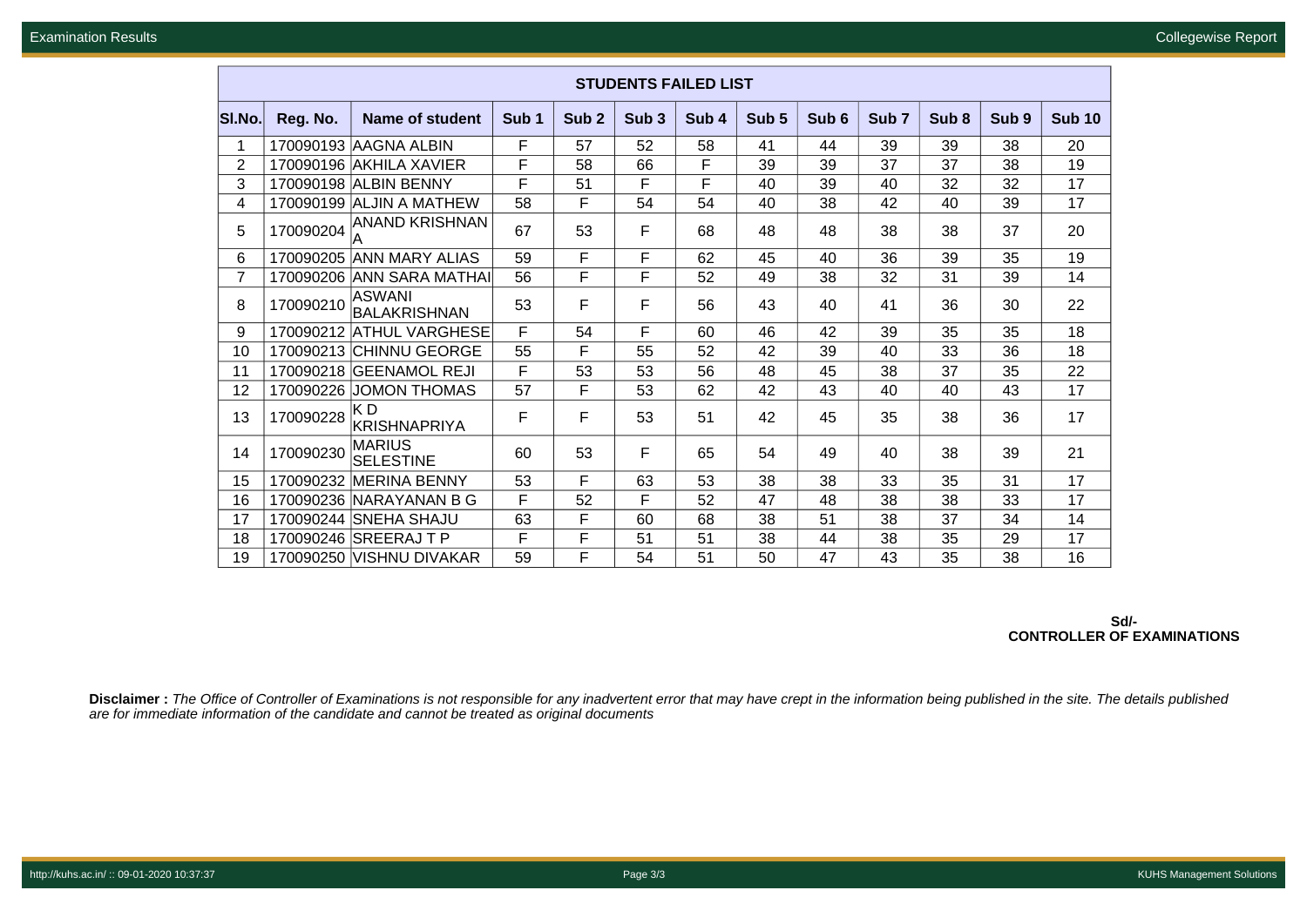## STUDENTS FAILED LIST

| Sl.No. | Reg. No. | Name of student | Sub 1 | Sub 2 | Sub 3 | Sub 4 | Sub 5 | Sub 6 | Sub 7 | Sub 8 | Sub 9 | Sub 10 |
|---|---|---|---|---|---|---|---|---|---|---|---|---|
| 1 | 170090193 | AAGNA ALBIN | F | 57 | 52 | 58 | 41 | 44 | 39 | 39 | 38 | 20 |
| 2 | 170090196 | AKHILA XAVIER | F | 58 | 66 | F | 39 | 39 | 37 | 37 | 38 | 19 |
| 3 | 170090198 | ALBIN BENNY | F | 51 | F | F | 40 | 39 | 40 | 32 | 32 | 17 |
| 4 | 170090199 | ALJIN A MATHEW | 58 | F | 54 | 54 | 40 | 38 | 42 | 40 | 39 | 17 |
| 5 | 170090204 | ANAND KRISHNAN A | 67 | 53 | F | 68 | 48 | 48 | 38 | 38 | 37 | 20 |
| 6 | 170090205 | ANN MARY ALIAS | 59 | F | F | 62 | 45 | 40 | 36 | 39 | 35 | 19 |
| 7 | 170090206 | ANN SARA MATHAI | 56 | F | F | 52 | 49 | 38 | 32 | 31 | 39 | 14 |
| 8 | 170090210 | ASWANI BALAKRISHNAN | 53 | F | F | 56 | 43 | 40 | 41 | 36 | 30 | 22 |
| 9 | 170090212 | ATHUL VARGHESE | F | 54 | F | 60 | 46 | 42 | 39 | 35 | 35 | 18 |
| 10 | 170090213 | CHINNU GEORGE | 55 | F | 55 | 52 | 42 | 39 | 40 | 33 | 36 | 18 |
| 11 | 170090218 | GEENAMOL REJI | F | 53 | 53 | 56 | 48 | 45 | 38 | 37 | 35 | 22 |
| 12 | 170090226 | JOMON THOMAS | 57 | F | 53 | 62 | 42 | 43 | 40 | 40 | 43 | 17 |
| 13 | 170090228 | K D KRISHNAPRIYA | F | F | 53 | 51 | 42 | 45 | 35 | 38 | 36 | 17 |
| 14 | 170090230 | MARIUS SELESTINE | 60 | 53 | F | 65 | 54 | 49 | 40 | 38 | 39 | 21 |
| 15 | 170090232 | MERINA BENNY | 53 | F | 63 | 53 | 38 | 38 | 33 | 35 | 31 | 17 |
| 16 | 170090236 | NARAYANAN B G | F | 52 | F | 52 | 47 | 48 | 38 | 38 | 33 | 17 |
| 17 | 170090244 | SNEHA SHAJU | 63 | F | 60 | 68 | 38 | 51 | 38 | 37 | 34 | 14 |
| 18 | 170090246 | SREERAJ T P | F | F | 51 | 51 | 38 | 44 | 38 | 35 | 29 | 17 |
| 19 | 170090250 | VISHNU DIVAKAR | 59 | F | 54 | 51 | 50 | 47 | 43 | 35 | 38 | 16 |

**Sd/-**
**CONTROLLER OF EXAMINATIONS**

**Disclaimer :** *The Office of Controller of Examinations is not responsible for any inadvertent error that may have crept in the information being published in the site. The details published are for immediate information of the candidate and cannot be treated as original documents*